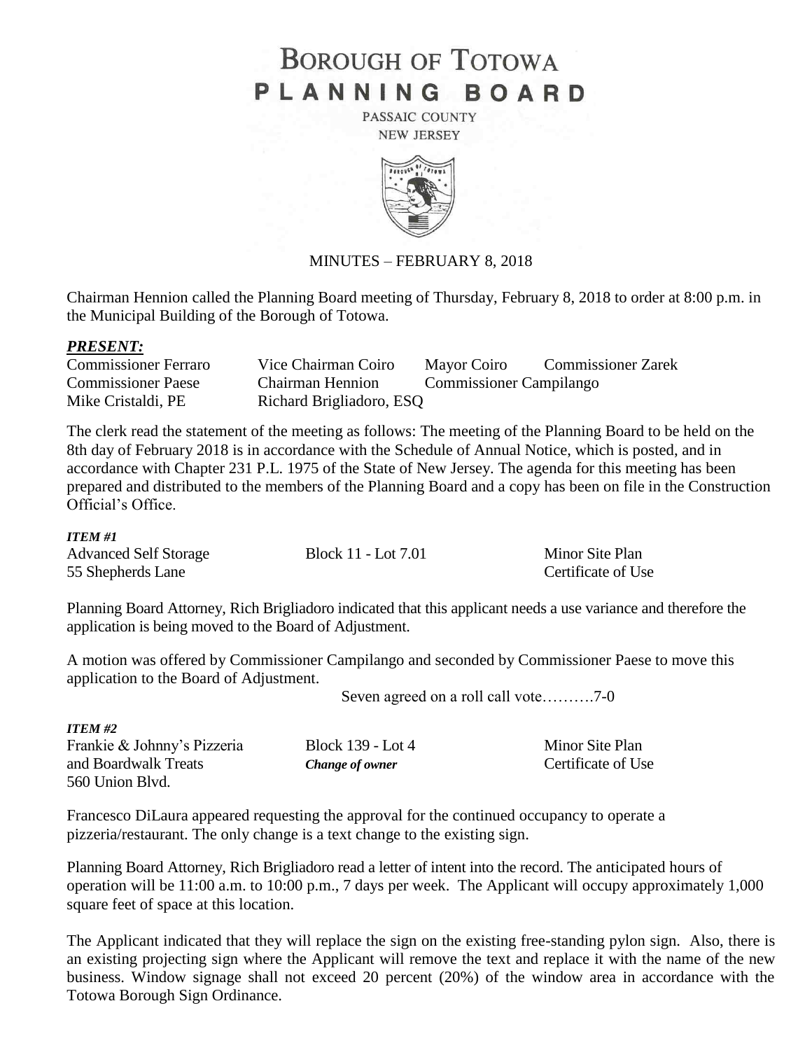# BOROUGH OF TOTOWA
# PLANNING BOARD

PASSAIC COUNTY
NEW JERSEY

MINUTES – FEBRUARY 8, 2018

Chairman Hennion called the Planning Board meeting of Thursday, February 8, 2018 to order at 8:00 p.m. in the Municipal Building of the Borough of Totowa.

***PRESENT:***

| | | | |
|---|---|---|---|
| Commissioner Ferraro | Vice Chairman Coiro | Mayor Coiro | Commissioner Zarek |
| Commissioner Paese | Chairman Hennion | Commissioner Campilango | |
| Mike Cristaldi, PE | Richard Brigliadoro, ESQ | | |

The clerk read the statement of the meeting as follows: The meeting of the Planning Board to be held on the 8th day of February 2018 is in accordance with the Schedule of Annual Notice, which is posted, and in accordance with Chapter 231 P.L. 1975 of the State of New Jersey. The agenda for this meeting has been prepared and distributed to the members of the Planning Board and a copy has been on file in the Construction Official's Office.

***ITEM #1***

| | | |
|---|---|---|
| Advanced Self Storage | Block 11 - Lot 7.01 | Minor Site Plan |
| 55 Shepherds Lane | | Certificate of Use |

Planning Board Attorney, Rich Brigliadoro indicated that this applicant needs a use variance and therefore the application is being moved to the Board of Adjustment.

A motion was offered by Commissioner Campilango and seconded by Commissioner Paese to move this application to the Board of Adjustment.

Seven agreed on a roll call vote……….7-0

***ITEM #2***

| | | |
|---|---|---|
| Frankie & Johnny's Pizzeria | Block 139 - Lot 4 | Minor Site Plan |
| and Boardwalk Treats | ***Change of owner*** | Certificate of Use |
| 560 Union Blvd. | | |

Francesco DiLaura appeared requesting the approval for the continued occupancy to operate a pizzeria/restaurant. The only change is a text change to the existing sign.

Planning Board Attorney, Rich Brigliadoro read a letter of intent into the record. The anticipated hours of operation will be 11:00 a.m. to 10:00 p.m., 7 days per week. The Applicant will occupy approximately 1,000 square feet of space at this location.

The Applicant indicated that they will replace the sign on the existing free-standing pylon sign. Also, there is an existing projecting sign where the Applicant will remove the text and replace it with the name of the new business. Window signage shall not exceed 20 percent (20%) of the window area in accordance with the Totowa Borough Sign Ordinance.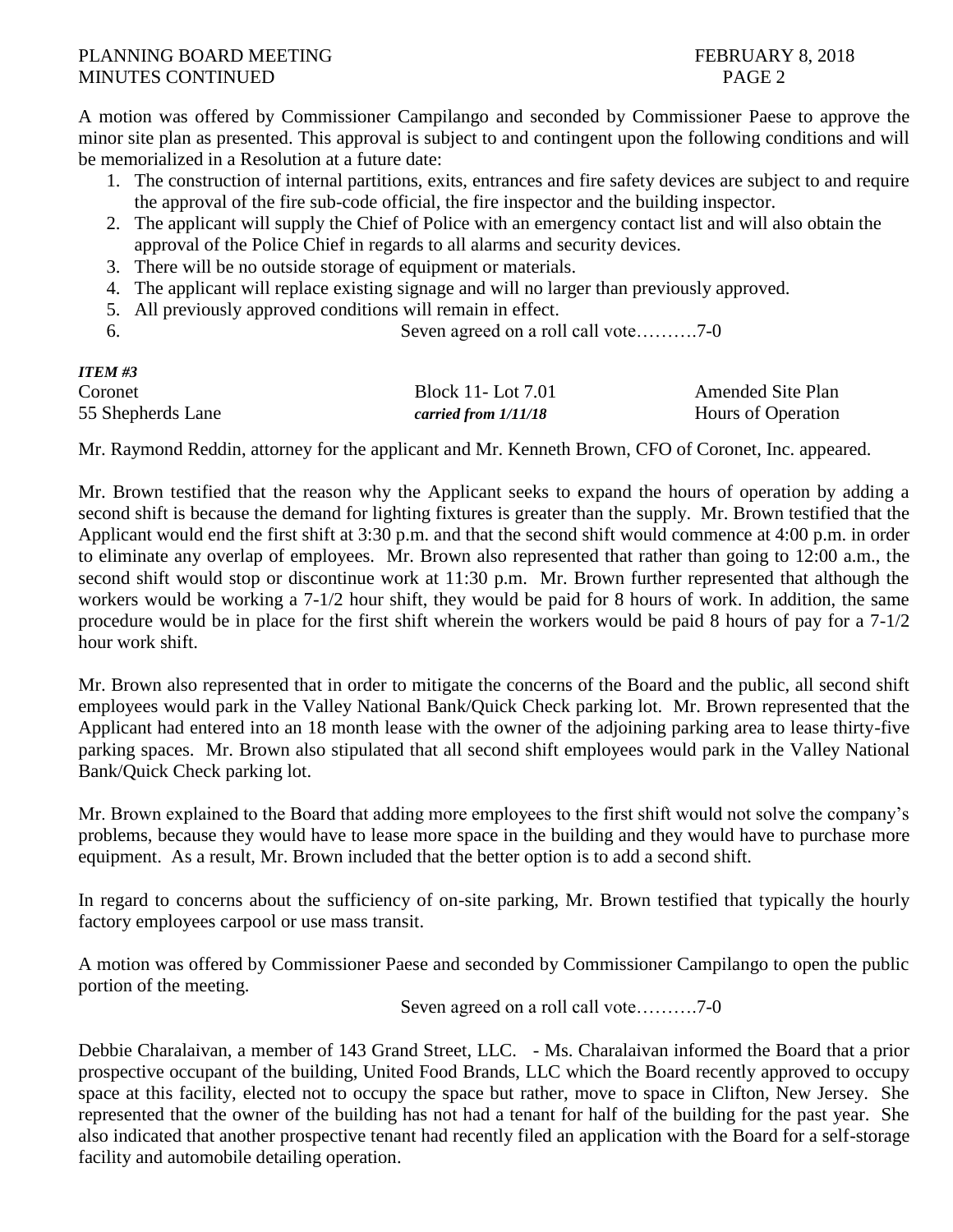A motion was offered by Commissioner Campilango and seconded by Commissioner Paese to approve the minor site plan as presented. This approval is subject to and contingent upon the following conditions and will be memorialized in a Resolution at a future date:

1. The construction of internal partitions, exits, entrances and fire safety devices are subject to and require the approval of the fire sub-code official, the fire inspector and the building inspector.
2. The applicant will supply the Chief of Police with an emergency contact list and will also obtain the approval of the Police Chief in regards to all alarms and security devices.
3. There will be no outside storage of equipment or materials.
4. The applicant will replace existing signage and will no larger than previously approved.
5. All previously approved conditions will remain in effect.
6. Seven agreed on a roll call vote……….7-0

***ITEM #3***

| | | |
|---|---|---|
| Coronet | Block 11- Lot 7.01 | Amended Site Plan |
| 55 Shepherds Lane | ***carried from 1/11/18*** | Hours of Operation |

Mr. Raymond Reddin, attorney for the applicant and Mr. Kenneth Brown, CFO of Coronet, Inc. appeared.

Mr. Brown testified that the reason why the Applicant seeks to expand the hours of operation by adding a second shift is because the demand for lighting fixtures is greater than the supply. Mr. Brown testified that the Applicant would end the first shift at 3:30 p.m. and that the second shift would commence at 4:00 p.m. in order to eliminate any overlap of employees. Mr. Brown also represented that rather than going to 12:00 a.m., the second shift would stop or discontinue work at 11:30 p.m. Mr. Brown further represented that although the workers would be working a 7-1/2 hour shift, they would be paid for 8 hours of work. In addition, the same procedure would be in place for the first shift wherein the workers would be paid 8 hours of pay for a 7-1/2 hour work shift.

Mr. Brown also represented that in order to mitigate the concerns of the Board and the public, all second shift employees would park in the Valley National Bank/Quick Check parking lot. Mr. Brown represented that the Applicant had entered into an 18 month lease with the owner of the adjoining parking area to lease thirty-five parking spaces. Mr. Brown also stipulated that all second shift employees would park in the Valley National Bank/Quick Check parking lot.

Mr. Brown explained to the Board that adding more employees to the first shift would not solve the company's problems, because they would have to lease more space in the building and they would have to purchase more equipment. As a result, Mr. Brown included that the better option is to add a second shift.

In regard to concerns about the sufficiency of on-site parking, Mr. Brown testified that typically the hourly factory employees carpool or use mass transit.

A motion was offered by Commissioner Paese and seconded by Commissioner Campilango to open the public portion of the meeting.

Seven agreed on a roll call vote……….7-0

Debbie Charalaivan, a member of 143 Grand Street, LLC. - Ms. Charalaivan informed the Board that a prior prospective occupant of the building, United Food Brands, LLC which the Board recently approved to occupy space at this facility, elected not to occupy the space but rather, move to space in Clifton, New Jersey. She represented that the owner of the building has not had a tenant for half of the building for the past year. She also indicated that another prospective tenant had recently filed an application with the Board for a self-storage facility and automobile detailing operation.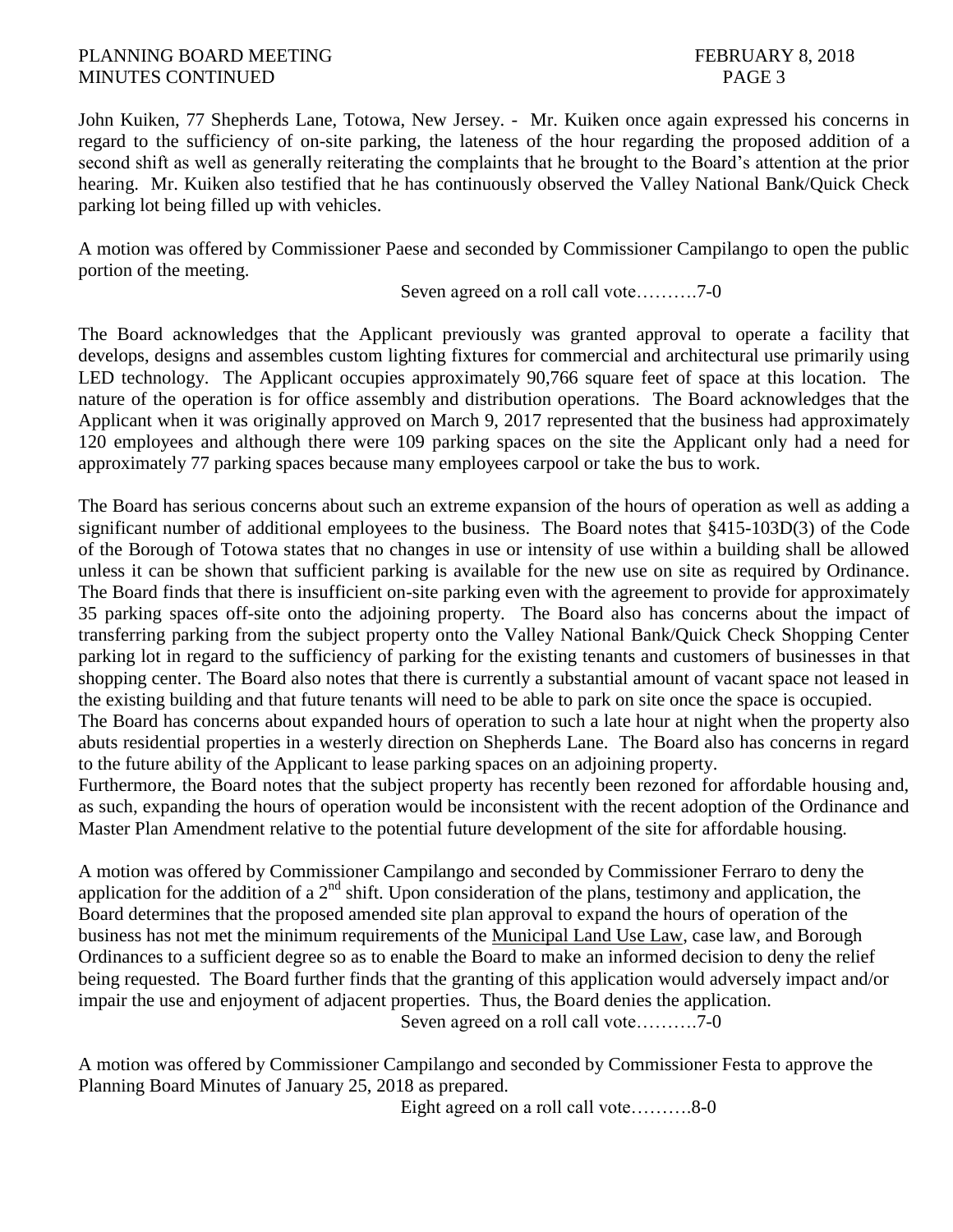John Kuiken, 77 Shepherds Lane, Totowa, New Jersey. - Mr. Kuiken once again expressed his concerns in regard to the sufficiency of on-site parking, the lateness of the hour regarding the proposed addition of a second shift as well as generally reiterating the complaints that he brought to the Board's attention at the prior hearing. Mr. Kuiken also testified that he has continuously observed the Valley National Bank/Quick Check parking lot being filled up with vehicles.

A motion was offered by Commissioner Paese and seconded by Commissioner Campilango to open the public portion of the meeting.

Seven agreed on a roll call vote……….7-0

The Board acknowledges that the Applicant previously was granted approval to operate a facility that develops, designs and assembles custom lighting fixtures for commercial and architectural use primarily using LED technology. The Applicant occupies approximately 90,766 square feet of space at this location. The nature of the operation is for office assembly and distribution operations. The Board acknowledges that the Applicant when it was originally approved on March 9, 2017 represented that the business had approximately 120 employees and although there were 109 parking spaces on the site the Applicant only had a need for approximately 77 parking spaces because many employees carpool or take the bus to work.

The Board has serious concerns about such an extreme expansion of the hours of operation as well as adding a significant number of additional employees to the business. The Board notes that §415-103D(3) of the Code of the Borough of Totowa states that no changes in use or intensity of use within a building shall be allowed unless it can be shown that sufficient parking is available for the new use on site as required by Ordinance. The Board finds that there is insufficient on-site parking even with the agreement to provide for approximately 35 parking spaces off-site onto the adjoining property. The Board also has concerns about the impact of transferring parking from the subject property onto the Valley National Bank/Quick Check Shopping Center parking lot in regard to the sufficiency of parking for the existing tenants and customers of businesses in that shopping center. The Board also notes that there is currently a substantial amount of vacant space not leased in the existing building and that future tenants will need to be able to park on site once the space is occupied.
The Board has concerns about expanded hours of operation to such a late hour at night when the property also abuts residential properties in a westerly direction on Shepherds Lane. The Board also has concerns in regard to the future ability of the Applicant to lease parking spaces on an adjoining property.
Furthermore, the Board notes that the subject property has recently been rezoned for affordable housing and, as such, expanding the hours of operation would be inconsistent with the recent adoption of the Ordinance and Master Plan Amendment relative to the potential future development of the site for affordable housing.

A motion was offered by Commissioner Campilango and seconded by Commissioner Ferraro to deny the application for the addition of a 2nd shift. Upon consideration of the plans, testimony and application, the Board determines that the proposed amended site plan approval to expand the hours of operation of the business has not met the minimum requirements of the Municipal Land Use Law, case law, and Borough Ordinances to a sufficient degree so as to enable the Board to make an informed decision to deny the relief being requested. The Board further finds that the granting of this application would adversely impact and/or impair the use and enjoyment of adjacent properties. Thus, the Board denies the application.

Seven agreed on a roll call vote……….7-0

A motion was offered by Commissioner Campilango and seconded by Commissioner Festa to approve the Planning Board Minutes of January 25, 2018 as prepared.

Eight agreed on a roll call vote……….8-0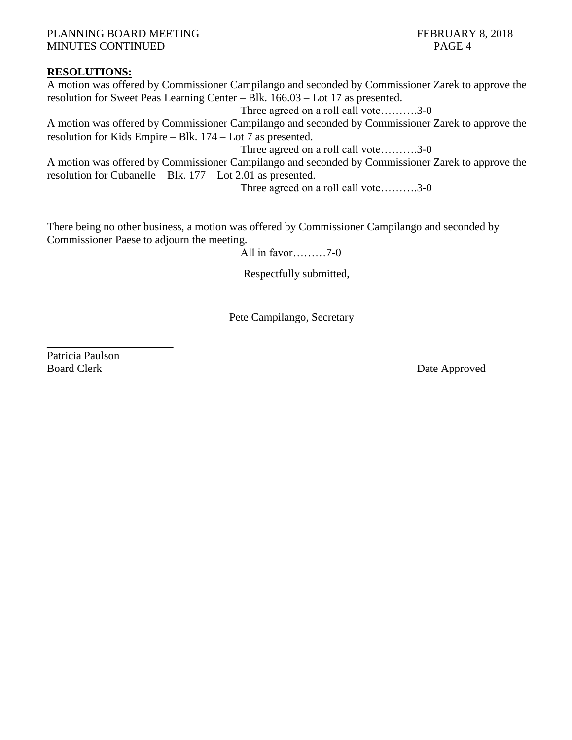**RESOLUTIONS:**

A motion was offered by Commissioner Campilango and seconded by Commissioner Zarek to approve the resolution for Sweet Peas Learning Center – Blk. 166.03 – Lot 17 as presented.

Three agreed on a roll call vote……….3-0

A motion was offered by Commissioner Campilango and seconded by Commissioner Zarek to approve the resolution for Kids Empire – Blk. 174 – Lot 7 as presented.

Three agreed on a roll call vote……….3-0

A motion was offered by Commissioner Campilango and seconded by Commissioner Zarek to approve the resolution for Cubanelle – Blk. 177 – Lot 2.01 as presented.

Three agreed on a roll call vote……….3-0

There being no other business, a motion was offered by Commissioner Campilango and seconded by Commissioner Paese to adjourn the meeting.

All in favor………7-0

Respectfully submitted,

\_\_\_\_\_\_\_\_\_\_\_\_\_\_\_\_\_\_\_\_\_\_

Pete Campilango, Secretary

\_\_\_\_\_\_\_\_\_\_\_\_\_\_\_\_\_\_\_\_\_\_

Patricia Paulson
Board Clerk

\_\_\_\_\_\_\_\_\_\_\_\_\_

Date Approved